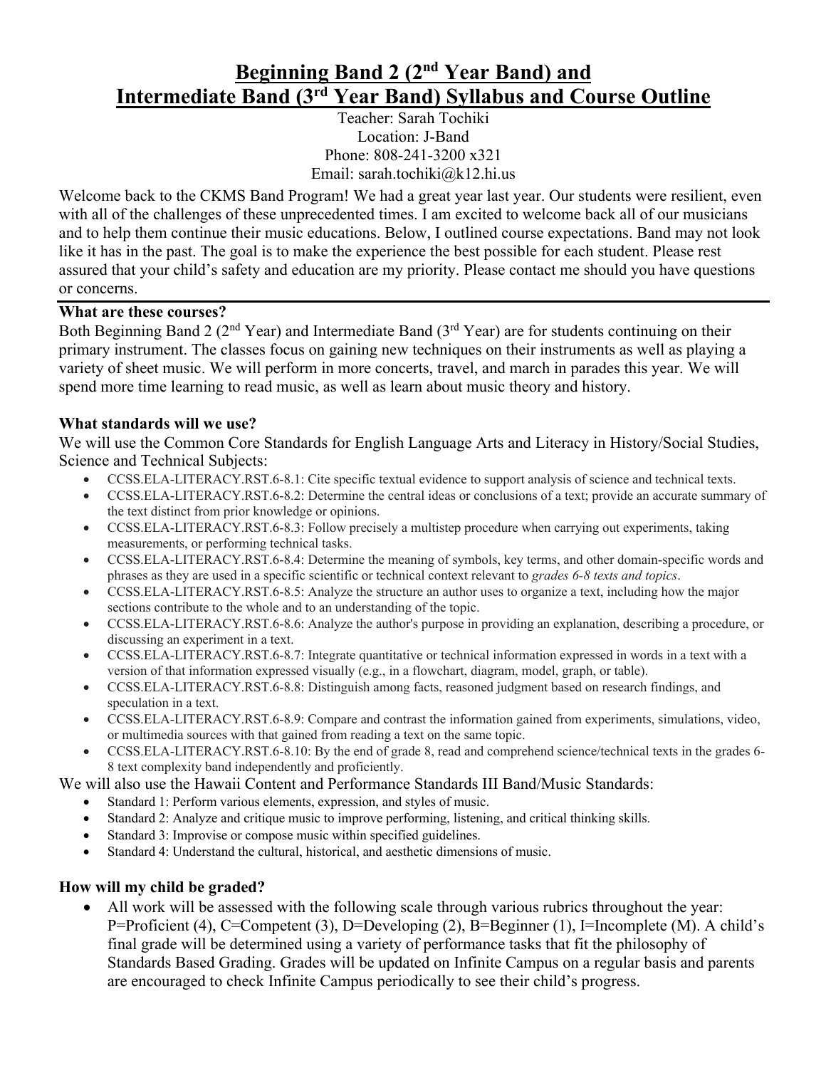# Beginning Band 2 (2nd Year Band) and Intermediate Band (3rd Year Band) Syllabus and Course Outline

Teacher: Sarah Tochiki
Location: J-Band
Phone: 808-241-3200 x321
Email: sarah.tochiki@k12.hi.us

Welcome back to the CKMS Band Program! We had a great year last year. Our students were resilient, even with all of the challenges of these unprecedented times. I am excited to welcome back all of our musicians and to help them continue their music educations. Below, I outlined course expectations. Band may not look like it has in the past. The goal is to make the experience the best possible for each student. Please rest assured that your child's safety and education are my priority. Please contact me should you have questions or concerns.

---

**What are these courses?**

Both Beginning Band 2 (2nd Year) and Intermediate Band (3rd Year) are for students continuing on their primary instrument. The classes focus on gaining new techniques on their instruments as well as playing a variety of sheet music. We will perform in more concerts, travel, and march in parades this year. We will spend more time learning to read music, as well as learn about music theory and history.

**What standards will we use?**

We will use the Common Core Standards for English Language Arts and Literacy in History/Social Studies, Science and Technical Subjects:

- CCSS.ELA-LITERACY.RST.6-8.1: Cite specific textual evidence to support analysis of science and technical texts.
- CCSS.ELA-LITERACY.RST.6-8.2: Determine the central ideas or conclusions of a text; provide an accurate summary of the text distinct from prior knowledge or opinions.
- CCSS.ELA-LITERACY.RST.6-8.3: Follow precisely a multistep procedure when carrying out experiments, taking measurements, or performing technical tasks.
- CCSS.ELA-LITERACY.RST.6-8.4: Determine the meaning of symbols, key terms, and other domain-specific words and phrases as they are used in a specific scientific or technical context relevant to *grades 6-8 texts and topics*.
- CCSS.ELA-LITERACY.RST.6-8.5: Analyze the structure an author uses to organize a text, including how the major sections contribute to the whole and to an understanding of the topic.
- CCSS.ELA-LITERACY.RST.6-8.6: Analyze the author's purpose in providing an explanation, describing a procedure, or discussing an experiment in a text.
- CCSS.ELA-LITERACY.RST.6-8.7: Integrate quantitative or technical information expressed in words in a text with a version of that information expressed visually (e.g., in a flowchart, diagram, model, graph, or table).
- CCSS.ELA-LITERACY.RST.6-8.8: Distinguish among facts, reasoned judgment based on research findings, and speculation in a text.
- CCSS.ELA-LITERACY.RST.6-8.9: Compare and contrast the information gained from experiments, simulations, video, or multimedia sources with that gained from reading a text on the same topic.
- CCSS.ELA-LITERACY.RST.6-8.10: By the end of grade 8, read and comprehend science/technical texts in the grades 6-8 text complexity band independently and proficiently.

We will also use the Hawaii Content and Performance Standards III Band/Music Standards:

- Standard 1: Perform various elements, expression, and styles of music.
- Standard 2: Analyze and critique music to improve performing, listening, and critical thinking skills.
- Standard 3: Improvise or compose music within specified guidelines.
- Standard 4: Understand the cultural, historical, and aesthetic dimensions of music.

**How will my child be graded?**

- All work will be assessed with the following scale through various rubrics throughout the year: P=Proficient (4), C=Competent (3), D=Developing (2), B=Beginner (1), I=Incomplete (M). A child's final grade will be determined using a variety of performance tasks that fit the philosophy of Standards Based Grading. Grades will be updated on Infinite Campus on a regular basis and parents are encouraged to check Infinite Campus periodically to see their child's progress.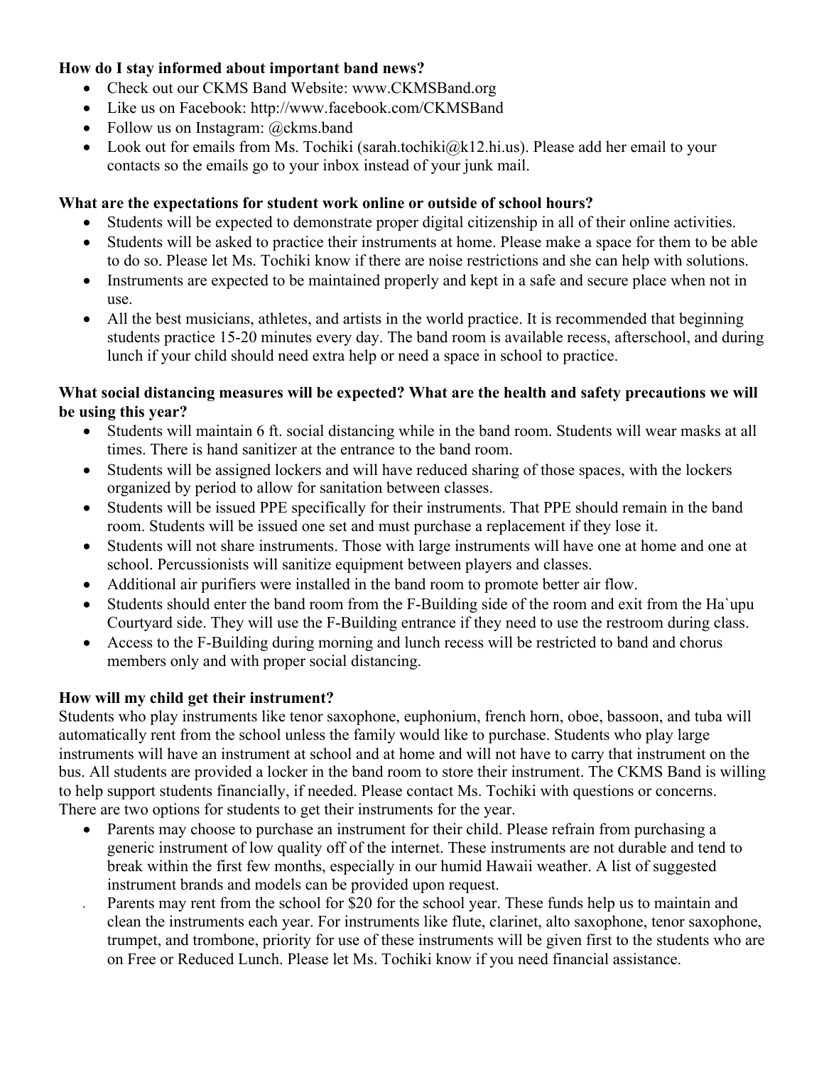**How do I stay informed about important band news?**

- Check out our CKMS Band Website: www.CKMSBand.org
- Like us on Facebook: http://www.facebook.com/CKMSBand
- Follow us on Instagram: @ckms.band
- Look out for emails from Ms. Tochiki (sarah.tochiki@k12.hi.us). Please add her email to your contacts so the emails go to your inbox instead of your junk mail.

**What are the expectations for student work online or outside of school hours?**

- Students will be expected to demonstrate proper digital citizenship in all of their online activities.
- Students will be asked to practice their instruments at home. Please make a space for them to be able to do so. Please let Ms. Tochiki know if there are noise restrictions and she can help with solutions.
- Instruments are expected to be maintained properly and kept in a safe and secure place when not in use.
- All the best musicians, athletes, and artists in the world practice. It is recommended that beginning students practice 15-20 minutes every day. The band room is available recess, afterschool, and during lunch if your child should need extra help or need a space in school to practice.

**What social distancing measures will be expected? What are the health and safety precautions we will be using this year?**

- Students will maintain 6 ft. social distancing while in the band room. Students will wear masks at all times. There is hand sanitizer at the entrance to the band room.
- Students will be assigned lockers and will have reduced sharing of those spaces, with the lockers organized by period to allow for sanitation between classes.
- Students will be issued PPE specifically for their instruments. That PPE should remain in the band room. Students will be issued one set and must purchase a replacement if they lose it.
- Students will not share instruments. Those with large instruments will have one at home and one at school. Percussionists will sanitize equipment between players and classes.
- Additional air purifiers were installed in the band room to promote better air flow.
- Students should enter the band room from the F-Building side of the room and exit from the Ha`upu Courtyard side. They will use the F-Building entrance if they need to use the restroom during class.
- Access to the F-Building during morning and lunch recess will be restricted to band and chorus members only and with proper social distancing.

**How will my child get their instrument?**

Students who play instruments like tenor saxophone, euphonium, french horn, oboe, bassoon, and tuba will automatically rent from the school unless the family would like to purchase. Students who play large instruments will have an instrument at school and at home and will not have to carry that instrument on the bus. All students are provided a locker in the band room to store their instrument. The CKMS Band is willing to help support students financially, if needed. Please contact Ms. Tochiki with questions or concerns. There are two options for students to get their instruments for the year.

- Parents may choose to purchase an instrument for their child. Please refrain from purchasing a generic instrument of low quality off of the internet. These instruments are not durable and tend to break within the first few months, especially in our humid Hawaii weather. A list of suggested instrument brands and models can be provided upon request.
- Parents may rent from the school for $20 for the school year. These funds help us to maintain and clean the instruments each year. For instruments like flute, clarinet, alto saxophone, tenor saxophone, trumpet, and trombone, priority for use of these instruments will be given first to the students who are on Free or Reduced Lunch. Please let Ms. Tochiki know if you need financial assistance.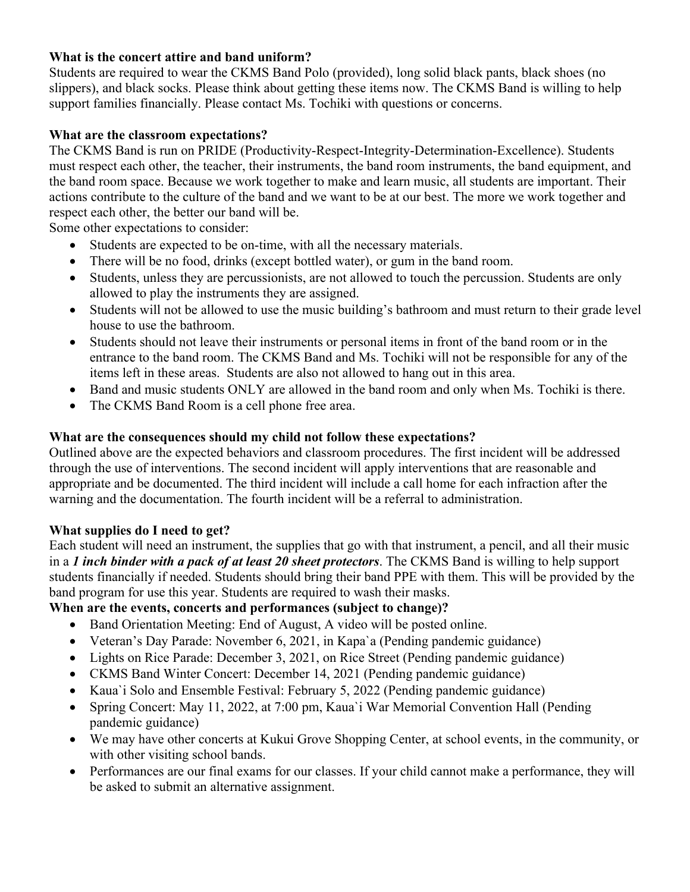**What is the concert attire and band uniform?**
Students are required to wear the CKMS Band Polo (provided), long solid black pants, black shoes (no slippers), and black socks. Please think about getting these items now. The CKMS Band is willing to help support families financially. Please contact Ms. Tochiki with questions or concerns.

**What are the classroom expectations?**
The CKMS Band is run on PRIDE (Productivity-Respect-Integrity-Determination-Excellence). Students must respect each other, the teacher, their instruments, the band room instruments, the band equipment, and the band room space. Because we work together to make and learn music, all students are important. Their actions contribute to the culture of the band and we want to be at our best. The more we work together and respect each other, the better our band will be.
Some other expectations to consider:

- Students are expected to be on-time, with all the necessary materials.
- There will be no food, drinks (except bottled water), or gum in the band room.
- Students, unless they are percussionists, are not allowed to touch the percussion. Students are only allowed to play the instruments they are assigned.
- Students will not be allowed to use the music building's bathroom and must return to their grade level house to use the bathroom.
- Students should not leave their instruments or personal items in front of the band room or in the entrance to the band room. The CKMS Band and Ms. Tochiki will not be responsible for any of the items left in these areas. Students are also not allowed to hang out in this area.
- Band and music students ONLY are allowed in the band room and only when Ms. Tochiki is there.
- The CKMS Band Room is a cell phone free area.

**What are the consequences should my child not follow these expectations?**
Outlined above are the expected behaviors and classroom procedures. The first incident will be addressed through the use of interventions. The second incident will apply interventions that are reasonable and appropriate and be documented. The third incident will include a call home for each infraction after the warning and the documentation. The fourth incident will be a referral to administration.

**What supplies do I need to get?**
Each student will need an instrument, the supplies that go with that instrument, a pencil, and all their music in a ***1 inch binder with a pack of at least 20 sheet protectors***. The CKMS Band is willing to help support students financially if needed. Students should bring their band PPE with them. This will be provided by the band program for use this year. Students are required to wash their masks.

**When are the events, concerts and performances (subject to change)?**

- Band Orientation Meeting: End of August, A video will be posted online.
- Veteran's Day Parade: November 6, 2021, in Kapa`a (Pending pandemic guidance)
- Lights on Rice Parade: December 3, 2021, on Rice Street (Pending pandemic guidance)
- CKMS Band Winter Concert: December 14, 2021 (Pending pandemic guidance)
- Kaua`i Solo and Ensemble Festival: February 5, 2022 (Pending pandemic guidance)
- Spring Concert: May 11, 2022, at 7:00 pm, Kaua`i War Memorial Convention Hall (Pending pandemic guidance)
- We may have other concerts at Kukui Grove Shopping Center, at school events, in the community, or with other visiting school bands.
- Performances are our final exams for our classes. If your child cannot make a performance, they will be asked to submit an alternative assignment.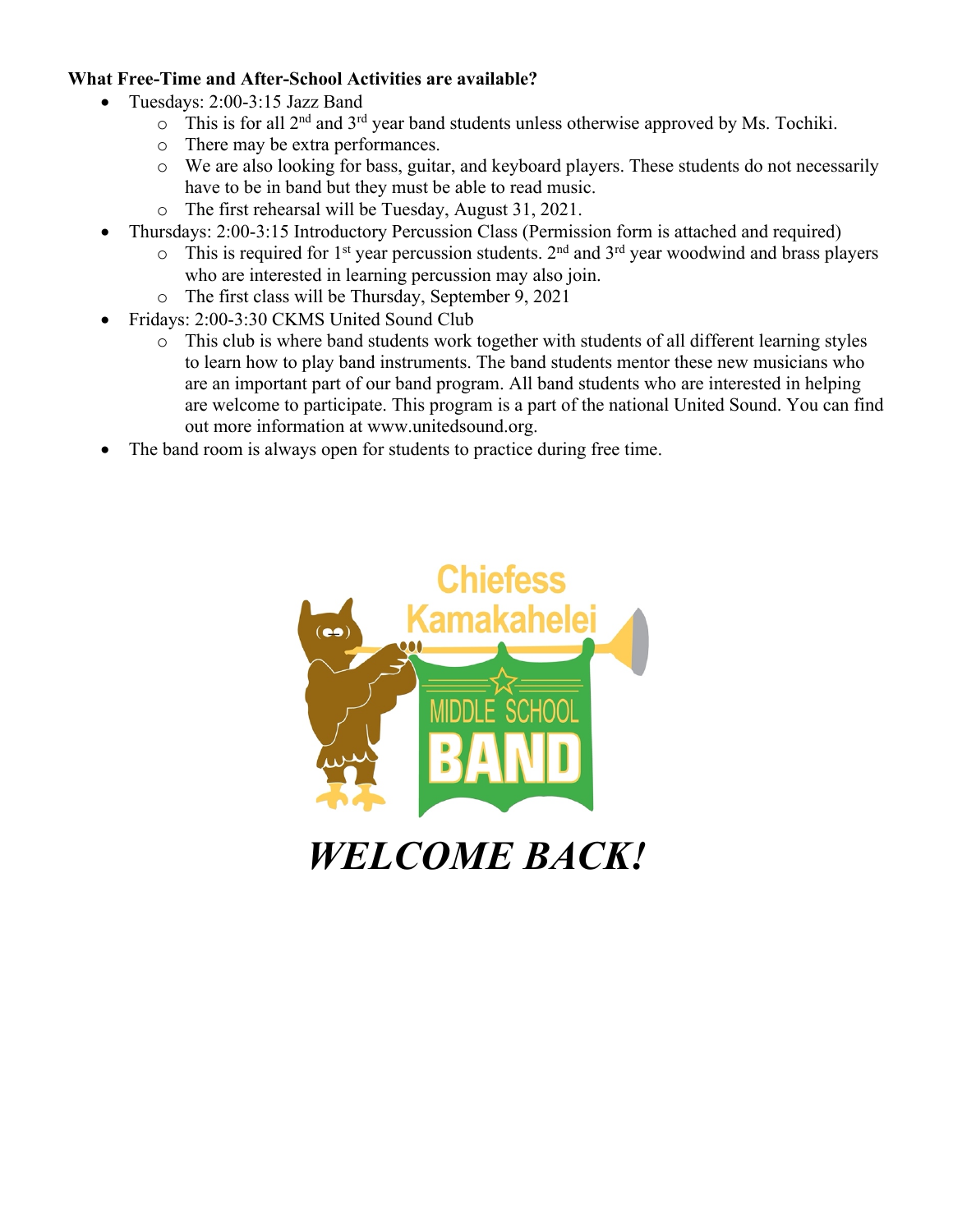**What Free-Time and After-School Activities are available?**

- Tuesdays: 2:00-3:15 Jazz Band
  - This is for all 2nd and 3rd year band students unless otherwise approved by Ms. Tochiki.
  - There may be extra performances.
  - We are also looking for bass, guitar, and keyboard players. These students do not necessarily have to be in band but they must be able to read music.
  - The first rehearsal will be Tuesday, August 31, 2021.
- Thursdays: 2:00-3:15 Introductory Percussion Class (Permission form is attached and required)
  - This is required for 1st year percussion students. 2nd and 3rd year woodwind and brass players who are interested in learning percussion may also join.
  - The first class will be Thursday, September 9, 2021
- Fridays: 2:00-3:30 CKMS United Sound Club
  - This club is where band students work together with students of all different learning styles to learn how to play band instruments. The band students mentor these new musicians who are an important part of our band program. All band students who are interested in helping are welcome to participate. This program is a part of the national United Sound. You can find out more information at www.unitedsound.org.
- The band room is always open for students to practice during free time.

Chiefess Kamakahelei MIDDLE SCHOOL BAND

***WELCOME BACK!***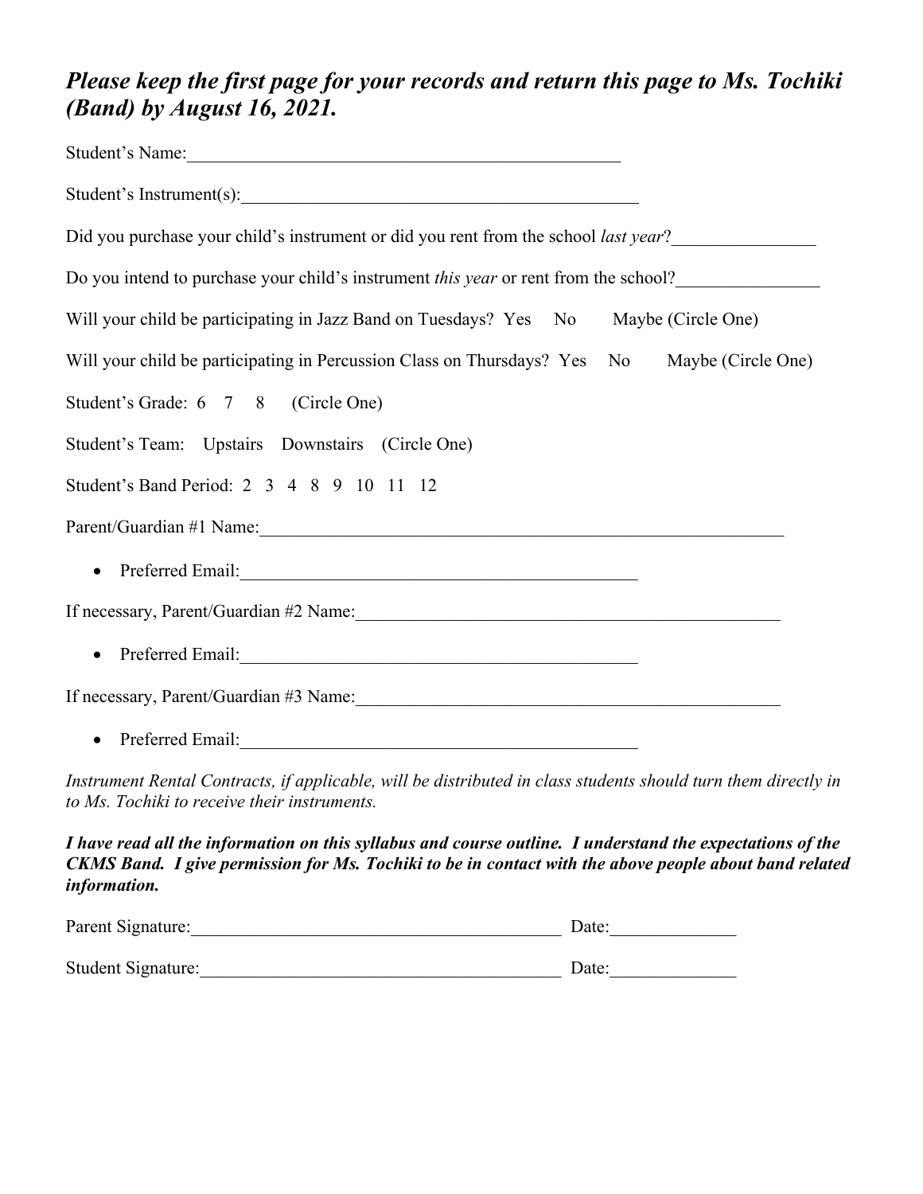## *Please keep the first page for your records and return this page to Ms. Tochiki (Band) by August 16, 2021.*

Student's Name:_______________________________________________

Student's Instrument(s):__________________________________________

Did you purchase your child's instrument or did you rent from the school *last year*?________________

Do you intend to purchase your child's instrument *this year* or rent from the school?________________

Will your child be participating in Jazz Band on Tuesdays? Yes No Maybe (Circle One)

Will your child be participating in Percussion Class on Thursdays? Yes No Maybe (Circle One)

Student's Grade: 6 7 8 (Circle One)

Student's Team: Upstairs Downstairs (Circle One)

Student's Band Period: 2 3 4 8 9 10 11 12

Parent/Guardian #1 Name:_____________________________________________________________

- Preferred Email:_____________________________________________

If necessary, Parent/Guardian #2 Name:_________________________________________________

- Preferred Email:_____________________________________________

If necessary, Parent/Guardian #3 Name:_________________________________________________

- Preferred Email:_____________________________________________

*Instrument Rental Contracts, if applicable, will be distributed in class students should turn them directly in to Ms. Tochiki to receive their instruments.*

***I have read all the information on this syllabus and course outline. I understand the expectations of the CKMS Band. I give permission for Ms. Tochiki to be in contact with the above people about band related information.***

Parent Signature:_________________________________________ Date:______________

Student Signature:________________________________________ Date:______________